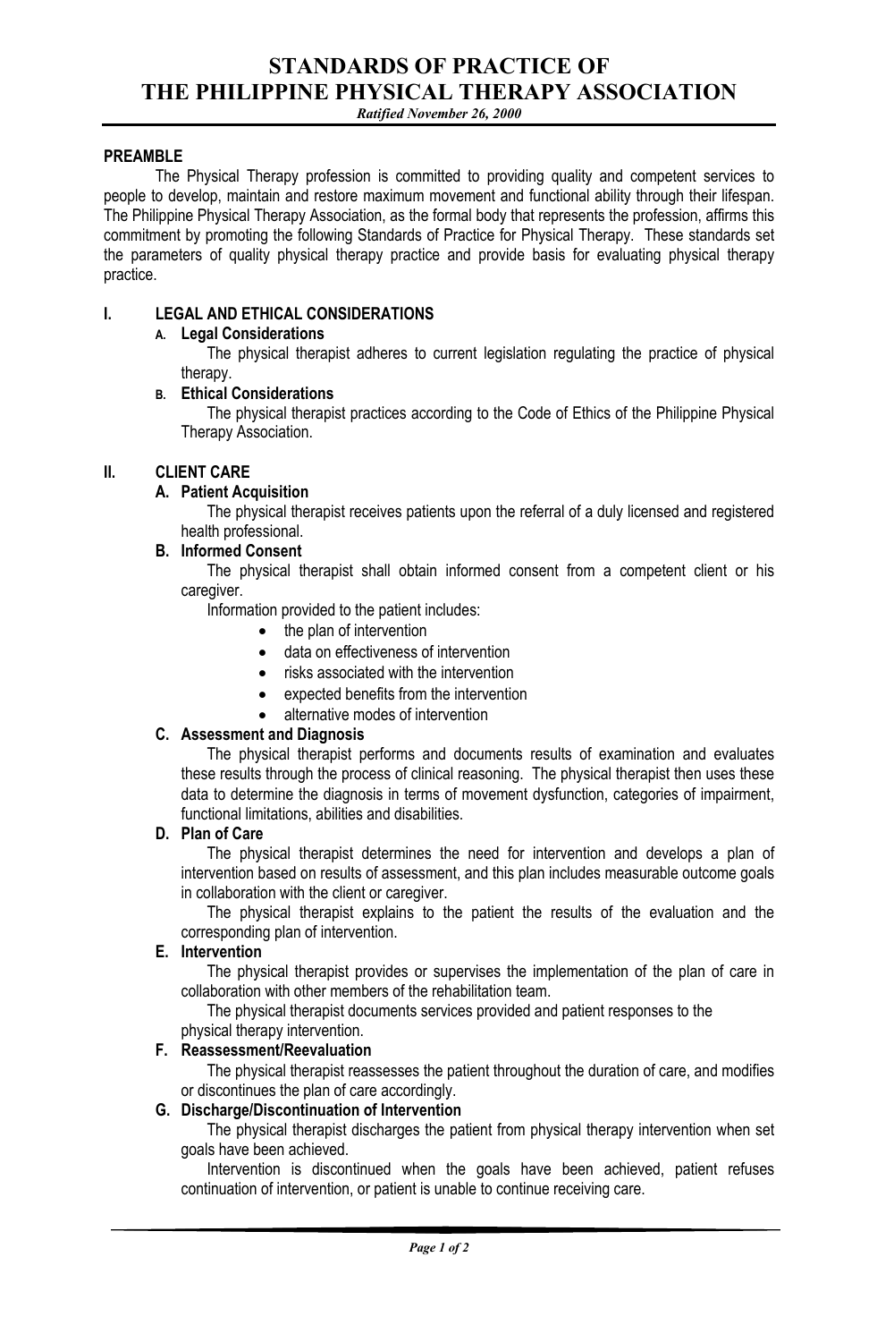# STANDARDS OF PRACTICE OF THE PHILIPPINE PHYSICAL THERAPY ASSOCIATION

*Ratified November 26, 2000*

## PREAMBLE

The Physical Therapy profession is committed to providing quality and competent services to people to develop, maintain and restore maximum movement and functional ability through their lifespan. The Philippine Physical Therapy Association, as the formal body that represents the profession, affirms this commitment by promoting the following Standards of Practice for Physical Therapy. These standards set the parameters of quality physical therapy practice and provide basis for evaluating physical therapy practice.

## I. LEGAL AND ETHICAL CONSIDERATIONS

### A. Legal Considerations

The physical therapist adheres to current legislation regulating the practice of physical therapy.

### B. Ethical Considerations

The physical therapist practices according to the Code of Ethics of the Philippine Physical Therapy Association.

## II. CLIENT CARE

### A. Patient Acquisition

The physical therapist receives patients upon the referral of a duly licensed and registered health professional.

### B. Informed Consent

The physical therapist shall obtain informed consent from a competent client or his caregiver.

Information provided to the patient includes:

- the plan of intervention
- data on effectiveness of intervention
- risks associated with the intervention
- expected benefits from the intervention
- alternative modes of intervention

### C. Assessment and Diagnosis

The physical therapist performs and documents results of examination and evaluates these results through the process of clinical reasoning. The physical therapist then uses these data to determine the diagnosis in terms of movement dysfunction, categories of impairment, functional limitations, abilities and disabilities.

### D. Plan of Care

The physical therapist determines the need for intervention and develops a plan of intervention based on results of assessment, and this plan includes measurable outcome goals in collaboration with the client or caregiver.

The physical therapist explains to the patient the results of the evaluation and the corresponding plan of intervention.

### E. Intervention

The physical therapist provides or supervises the implementation of the plan of care in collaboration with other members of the rehabilitation team.

The physical therapist documents services provided and patient responses to the physical therapy intervention.

### F. Reassessment/Reevaluation

The physical therapist reassesses the patient throughout the duration of care, and modifies or discontinues the plan of care accordingly.

### G. Discharge/Discontinuation of Intervention

The physical therapist discharges the patient from physical therapy intervention when set goals have been achieved.

Intervention is discontinued when the goals have been achieved, patient refuses continuation of intervention, or patient is unable to continue receiving care.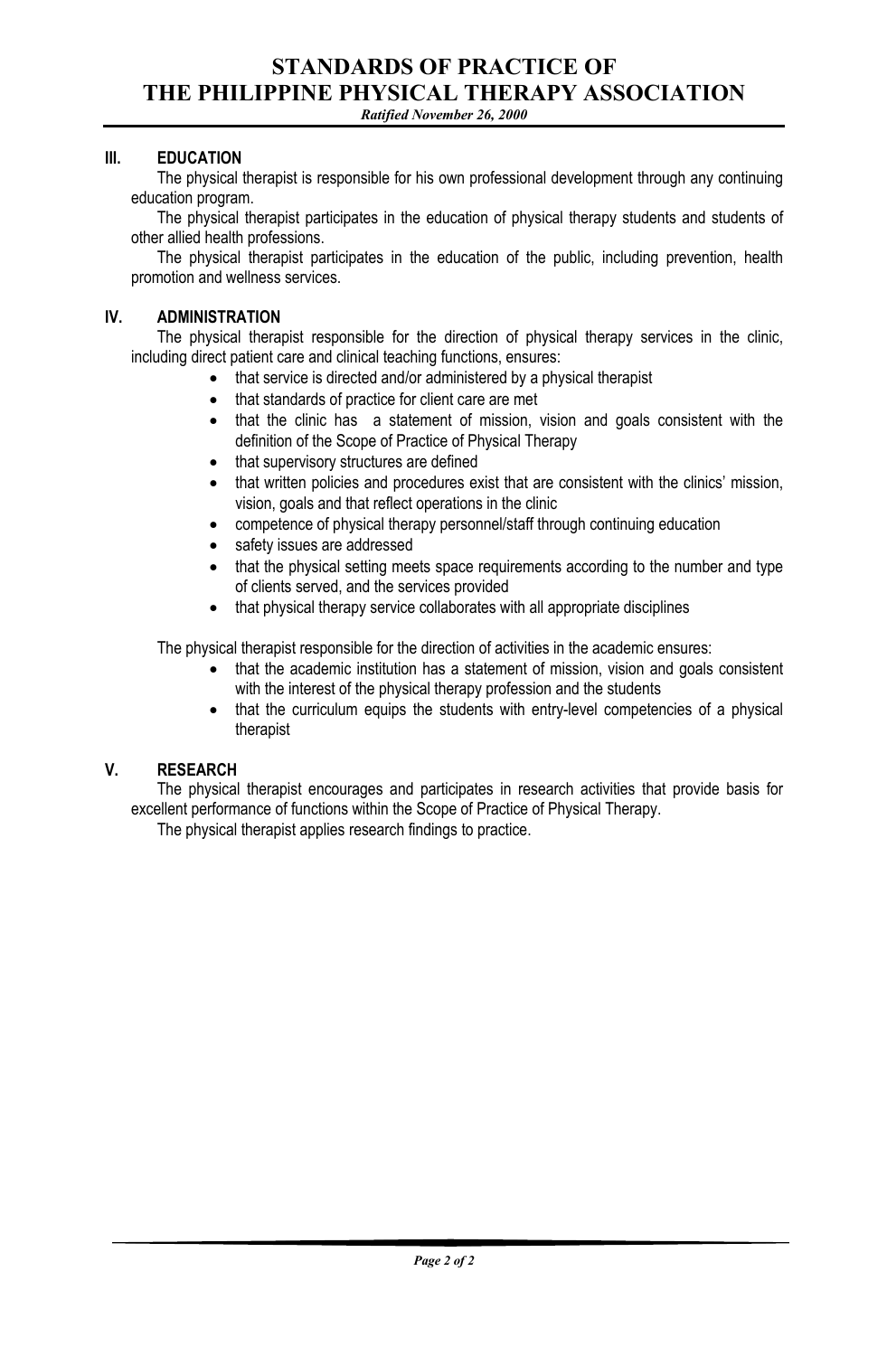## III. EDUCATION

The physical therapist is responsible for his own professional development through any continuing education program.

The physical therapist participates in the education of physical therapy students and students of other allied health professions.

The physical therapist participates in the education of the public, including prevention, health promotion and wellness services.

## IV. ADMINISTRATION

The physical therapist responsible for the direction of physical therapy services in the clinic, including direct patient care and clinical teaching functions, ensures:

- that service is directed and/or administered by a physical therapist
- that standards of practice for client care are met
- that the clinic has a statement of mission, vision and goals consistent with the definition of the Scope of Practice of Physical Therapy
- that supervisory structures are defined
- that written policies and procedures exist that are consistent with the clinics' mission, vision, goals and that reflect operations in the clinic
- competence of physical therapy personnel/staff through continuing education
- safety issues are addressed
- that the physical setting meets space requirements according to the number and type of clients served, and the services provided
- that physical therapy service collaborates with all appropriate disciplines

The physical therapist responsible for the direction of activities in the academic ensures:

- that the academic institution has a statement of mission, vision and goals consistent with the interest of the physical therapy profession and the students
- that the curriculum equips the students with entry-level competencies of a physical therapist

## V. RESEARCH

The physical therapist encourages and participates in research activities that provide basis for excellent performance of functions within the Scope of Practice of Physical Therapy.

The physical therapist applies research findings to practice.